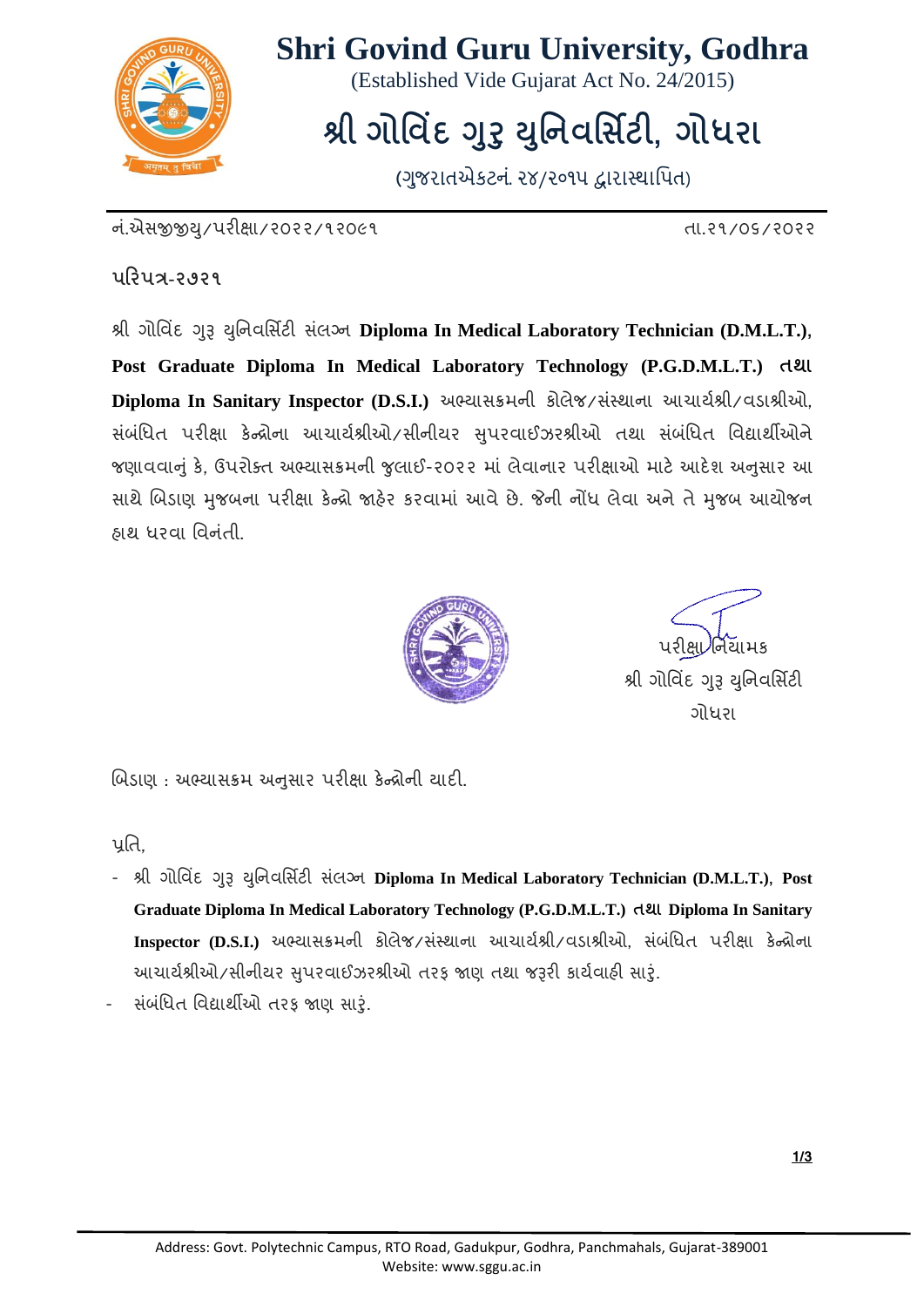# Shri Govind Guru University, Godhra

(Established Vide Gujarat Act No. 24/2015)

# શ્રી ગોવિંદ ગુરૂ યુનિવર્સિટી, ગોધરા

(ગુજરાતએકટનં. ૨૪/૨૦૧૫ દ્વારાસ્થાપિત)

નં.એસજીજીયુ/પરીક્ષા/૨૦૨૨/૧૨૦૯૧ — તા.૨૧/૦૬/૨૦૨૨

**પરિપત્ર-૨૭૨૧**

શ્રી ગોવિંદ ગુરૂ યુનિવર્સિટી સંલગ્ન **Diploma In Medical Laboratory Technician (D.M.L.T.)**, **Post Graduate Diploma In Medical Laboratory Technology (P.G.D.M.L.T.) તથા Diploma In Sanitary Inspector (D.S.I.)** અભ્યાસક્રમની કોલેજ/સંસ્થાના આચાર્યશ્રી/વડાશ્રીઓ, સંબંધિત પરીક્ષા કેન્દ્રોના આચાર્યશ્રીઓ/સીનીયર સુપરવાઈઝરશ્રીઓ તથા સંબંધિત વિદ્યાર્થીઓને જણાવવાનું કે, ઉપરોક્ત અભ્યાસક્રમની જુલાઈ-૨૦૨૨ માં લેવાનાર પરીક્ષાઓ માટે આદેશ અનુસાર આ સાથે બિડાણ મુજબના પરીક્ષા કેન્દ્રો જાહેર કરવામાં આવે છે. જેની નોંધ લેવા અને તે મુજબ આયોજન હાથ ધરવા વિનંતી.

પરીક્ષા નિયામક
શ્રી ગોવિંદ ગુરૂ યુનિવર્સિટી
ગોધરા

બિડાણ : અભ્યાસક્રમ અનુસાર પરીક્ષા કેન્દ્રોની યાદી.

પ્રતિ,

- શ્રી ગોવિંદ ગુરૂ યુનિવર્સિટી સંલગ્ન **Diploma In Medical Laboratory Technician (D.M.L.T.)**, **Post Graduate Diploma In Medical Laboratory Technology (P.G.D.M.L.T.) તથા Diploma In Sanitary Inspector (D.S.I.)** અભ્યાસક્રમની કોલેજ/સંસ્થાના આચાર્યશ્રી/વડાશ્રીઓ, સંબંધિત પરીક્ષા કેન્દ્રોના આચાર્યશ્રીઓ/સીનીયર સુપરવાઈઝરશ્રીઓ તરફ જાણ તથા જરૂરી કાર્યવાહી સારૂ.
- સંબંધિત વિદ્યાર્થીઓ તરફ જાણ સારૂ.

Address: Govt. Polytechnic Campus, RTO Road, Gadukpur, Godhra, Panchmahals, Gujarat-389001
Website: www.sggu.ac.in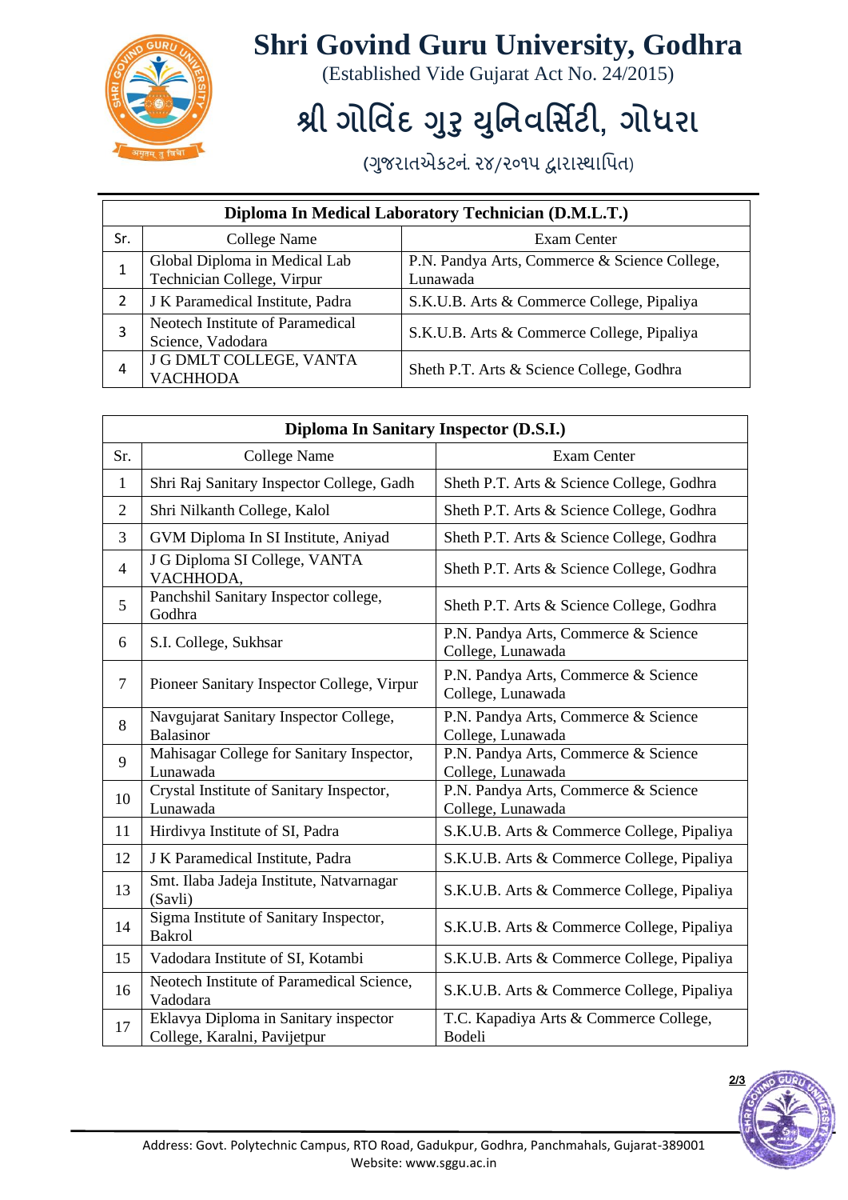# Shri Govind Guru University, Godhra

(Established Vide Gujarat Act No. 24/2015)

# શ્રી ગોવિંદ ગુરૂ યુનિવર્સિટી, ગોધરા

(ગુજરાતએકટનં. ૨૪/૨૦૧૫ દ્વારાસ્થાપિત)

| Diploma In Medical Laboratory Technician (D.M.L.T.) | | |
|---|---|---|
| Sr. | College Name | Exam Center |
| 1 | Global Diploma in Medical Lab Technician College, Virpur | P.N. Pandya Arts, Commerce & Science College, Lunawada |
| 2 | J K Paramedical Institute, Padra | S.K.U.B. Arts & Commerce College, Pipaliya |
| 3 | Neotech Institute of Paramedical Science, Vadodara | S.K.U.B. Arts & Commerce College, Pipaliya |
| 4 | J G DMLT COLLEGE, VANTA VACHHODA | Sheth P.T. Arts & Science College, Godhra |

| Diploma In Sanitary Inspector (D.S.I.) | | |
|---|---|---|
| Sr. | College Name | Exam Center |
| 1 | Shri Raj Sanitary Inspector College, Gadh | Sheth P.T. Arts & Science College, Godhra |
| 2 | Shri Nilkanth College, Kalol | Sheth P.T. Arts & Science College, Godhra |
| 3 | GVM Diploma In SI Institute, Aniyad | Sheth P.T. Arts & Science College, Godhra |
| 4 | J G Diploma SI College, VANTA VACHHODA, | Sheth P.T. Arts & Science College, Godhra |
| 5 | Panchshil Sanitary Inspector college, Godhra | Sheth P.T. Arts & Science College, Godhra |
| 6 | S.I. College, Sukhsar | P.N. Pandya Arts, Commerce & Science College, Lunawada |
| 7 | Pioneer Sanitary Inspector College, Virpur | P.N. Pandya Arts, Commerce & Science College, Lunawada |
| 8 | Navgujarat Sanitary Inspector College, Balasinor | P.N. Pandya Arts, Commerce & Science College, Lunawada |
| 9 | Mahisagar College for Sanitary Inspector, Lunawada | P.N. Pandya Arts, Commerce & Science College, Lunawada |
| 10 | Crystal Institute of Sanitary Inspector, Lunawada | P.N. Pandya Arts, Commerce & Science College, Lunawada |
| 11 | Hirdivya Institute of SI, Padra | S.K.U.B. Arts & Commerce College, Pipaliya |
| 12 | J K Paramedical Institute, Padra | S.K.U.B. Arts & Commerce College, Pipaliya |
| 13 | Smt. Ilaba Jadeja Institute, Natvarnagar (Savli) | S.K.U.B. Arts & Commerce College, Pipaliya |
| 14 | Sigma Institute of Sanitary Inspector, Bakrol | S.K.U.B. Arts & Commerce College, Pipaliya |
| 15 | Vadodara Institute of SI, Kotambi | S.K.U.B. Arts & Commerce College, Pipaliya |
| 16 | Neotech Institute of Paramedical Science, Vadodara | S.K.U.B. Arts & Commerce College, Pipaliya |
| 17 | Eklavya Diploma in Sanitary inspector College, Karalni, Pavijetpur | T.C. Kapadiya Arts & Commerce College, Bodeli |

Address: Govt. Polytechnic Campus, RTO Road, Gadukpur, Godhra, Panchmahals, Gujarat-389001
Website: www.sggu.ac.in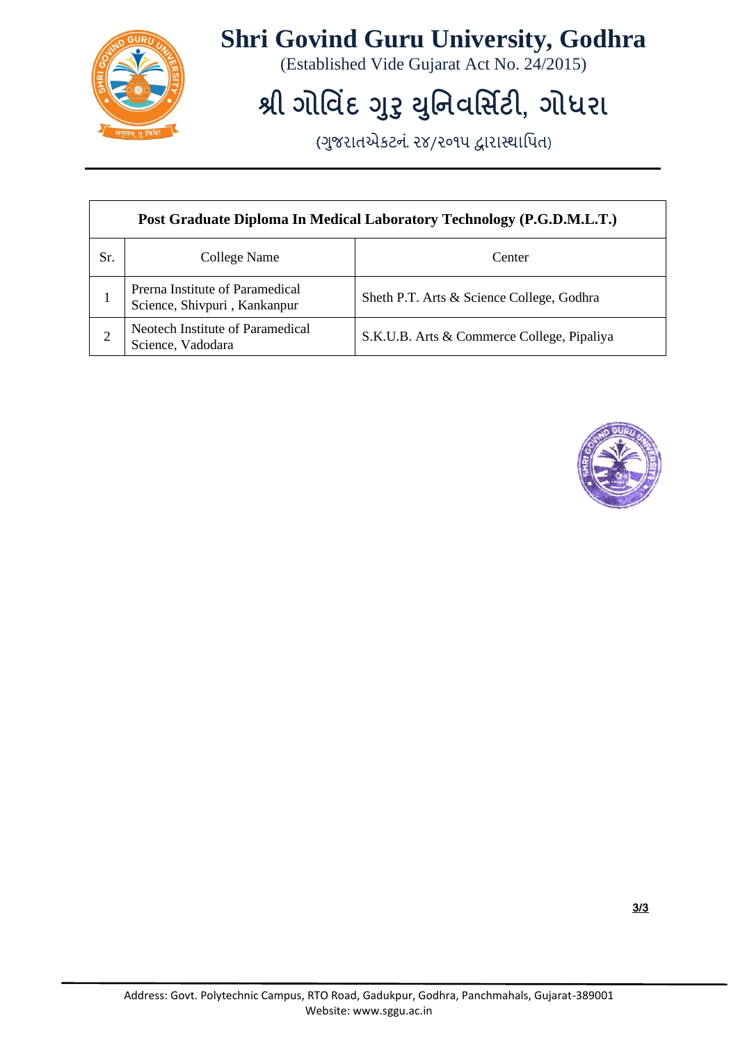# Shri Govind Guru University, Godhra

(Established Vide Gujarat Act No. 24/2015)

# શ્રી ગોવિંદ ગુરુ યુનિવર્સિટી, ગોધરા

(ગુજરાતએકટનં. ૨૪/૨૦૧૫ દ્વારાસ્થાપિત)

| Post Graduate Diploma In Medical Laboratory Technology (P.G.D.M.L.T.) | | |
|---|---|---|
| Sr. | College Name | Center |
| 1 | Prerna Institute of Paramedical Science, Shivpuri , Kankanpur | Sheth P.T. Arts & Science College, Godhra |
| 2 | Neotech Institute of Paramedical Science, Vadodara | S.K.U.B. Arts & Commerce College, Pipaliya |

Address: Govt. Polytechnic Campus, RTO Road, Gadukpur, Godhra, Panchmahals, Gujarat-389001
Website: www.sggu.ac.in